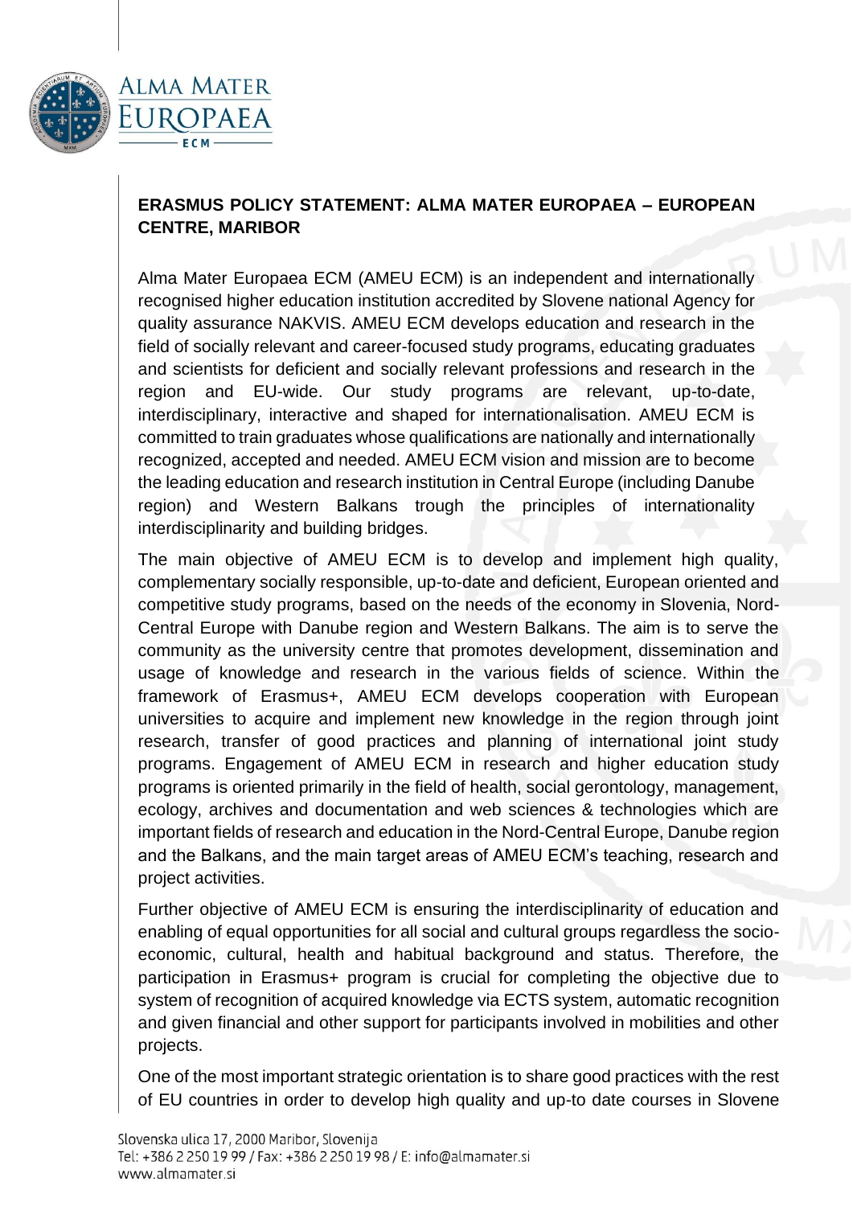**ERASMUS POLICY STATEMENT: ALMA MATER EUROPAEA – EUROPEAN CENTRE, MARIBOR**

Alma Mater Europaea ECM (AMEU ECM) is an independent and internationally recognised higher education institution accredited by Slovene national Agency for quality assurance NAKVIS. AMEU ECM develops education and research in the field of socially relevant and career-focused study programs, educating graduates and scientists for deficient and socially relevant professions and research in the region and EU-wide. Our study programs are relevant, up-to-date, interdisciplinary, interactive and shaped for internationalisation. AMEU ECM is committed to train graduates whose qualifications are nationally and internationally recognized, accepted and needed. AMEU ECM vision and mission are to become the leading education and research institution in Central Europe (including Danube region) and Western Balkans trough the principles of internationality interdisciplinarity and building bridges.

The main objective of AMEU ECM is to develop and implement high quality, complementary socially responsible, up-to-date and deficient, European oriented and competitive study programs, based on the needs of the economy in Slovenia, Nord-Central Europe with Danube region and Western Balkans. The aim is to serve the community as the university centre that promotes development, dissemination and usage of knowledge and research in the various fields of science. Within the framework of Erasmus+, AMEU ECM develops cooperation with European universities to acquire and implement new knowledge in the region through joint research, transfer of good practices and planning of international joint study programs. Engagement of AMEU ECM in research and higher education study programs is oriented primarily in the field of health, social gerontology, management, ecology, archives and documentation and web sciences & technologies which are important fields of research and education in the Nord-Central Europe, Danube region and the Balkans, and the main target areas of AMEU ECM's teaching, research and project activities.

Further objective of AMEU ECM is ensuring the interdisciplinarity of education and enabling of equal opportunities for all social and cultural groups regardless the socio-economic, cultural, health and habitual background and status. Therefore, the participation in Erasmus+ program is crucial for completing the objective due to system of recognition of acquired knowledge via ECTS system, automatic recognition and given financial and other support for participants involved in mobilities and other projects.

One of the most important strategic orientation is to share good practices with the rest of EU countries in order to develop high quality and up-to date courses in Slovene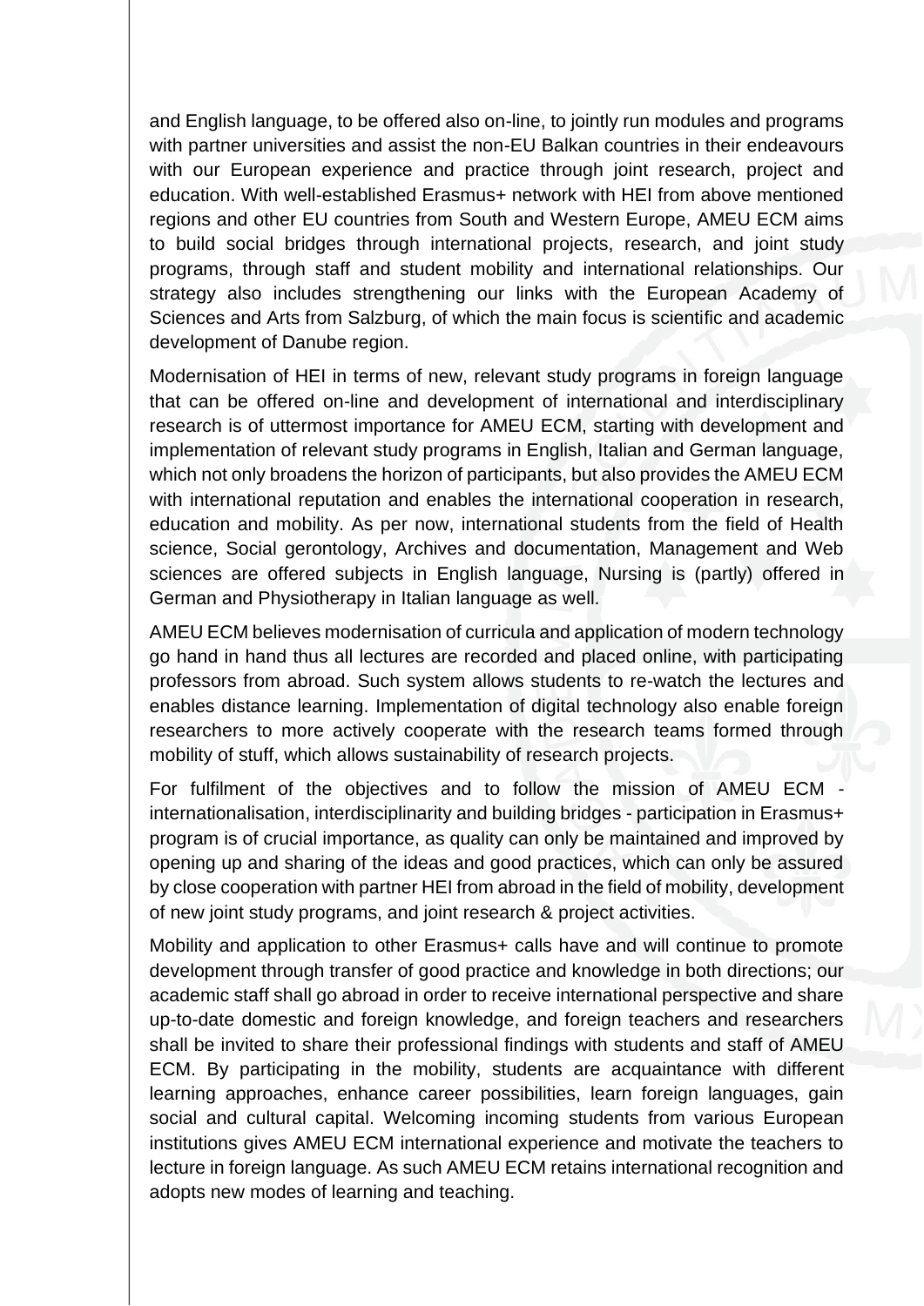and English language, to be offered also on-line, to jointly run modules and programs with partner universities and assist the non-EU Balkan countries in their endeavours with our European experience and practice through joint research, project and education. With well-established Erasmus+ network with HEI from above mentioned regions and other EU countries from South and Western Europe, AMEU ECM aims to build social bridges through international projects, research, and joint study programs, through staff and student mobility and international relationships. Our strategy also includes strengthening our links with the European Academy of Sciences and Arts from Salzburg, of which the main focus is scientific and academic development of Danube region.

Modernisation of HEI in terms of new, relevant study programs in foreign language that can be offered on-line and development of international and interdisciplinary research is of uttermost importance for AMEU ECM, starting with development and implementation of relevant study programs in English, Italian and German language, which not only broadens the horizon of participants, but also provides the AMEU ECM with international reputation and enables the international cooperation in research, education and mobility. As per now, international students from the field of Health science, Social gerontology, Archives and documentation, Management and Web sciences are offered subjects in English language, Nursing is (partly) offered in German and Physiotherapy in Italian language as well.

AMEU ECM believes modernisation of curricula and application of modern technology go hand in hand thus all lectures are recorded and placed online, with participating professors from abroad. Such system allows students to re-watch the lectures and enables distance learning. Implementation of digital technology also enable foreign researchers to more actively cooperate with the research teams formed through mobility of stuff, which allows sustainability of research projects.

For fulfilment of the objectives and to follow the mission of AMEU ECM - internationalisation, interdisciplinarity and building bridges - participation in Erasmus+ program is of crucial importance, as quality can only be maintained and improved by opening up and sharing of the ideas and good practices, which can only be assured by close cooperation with partner HEI from abroad in the field of mobility, development of new joint study programs, and joint research & project activities.

Mobility and application to other Erasmus+ calls have and will continue to promote development through transfer of good practice and knowledge in both directions; our academic staff shall go abroad in order to receive international perspective and share up-to-date domestic and foreign knowledge, and foreign teachers and researchers shall be invited to share their professional findings with students and staff of AMEU ECM. By participating in the mobility, students are acquaintance with different learning approaches, enhance career possibilities, learn foreign languages, gain social and cultural capital. Welcoming incoming students from various European institutions gives AMEU ECM international experience and motivate the teachers to lecture in foreign language. As such AMEU ECM retains international recognition and adopts new modes of learning and teaching.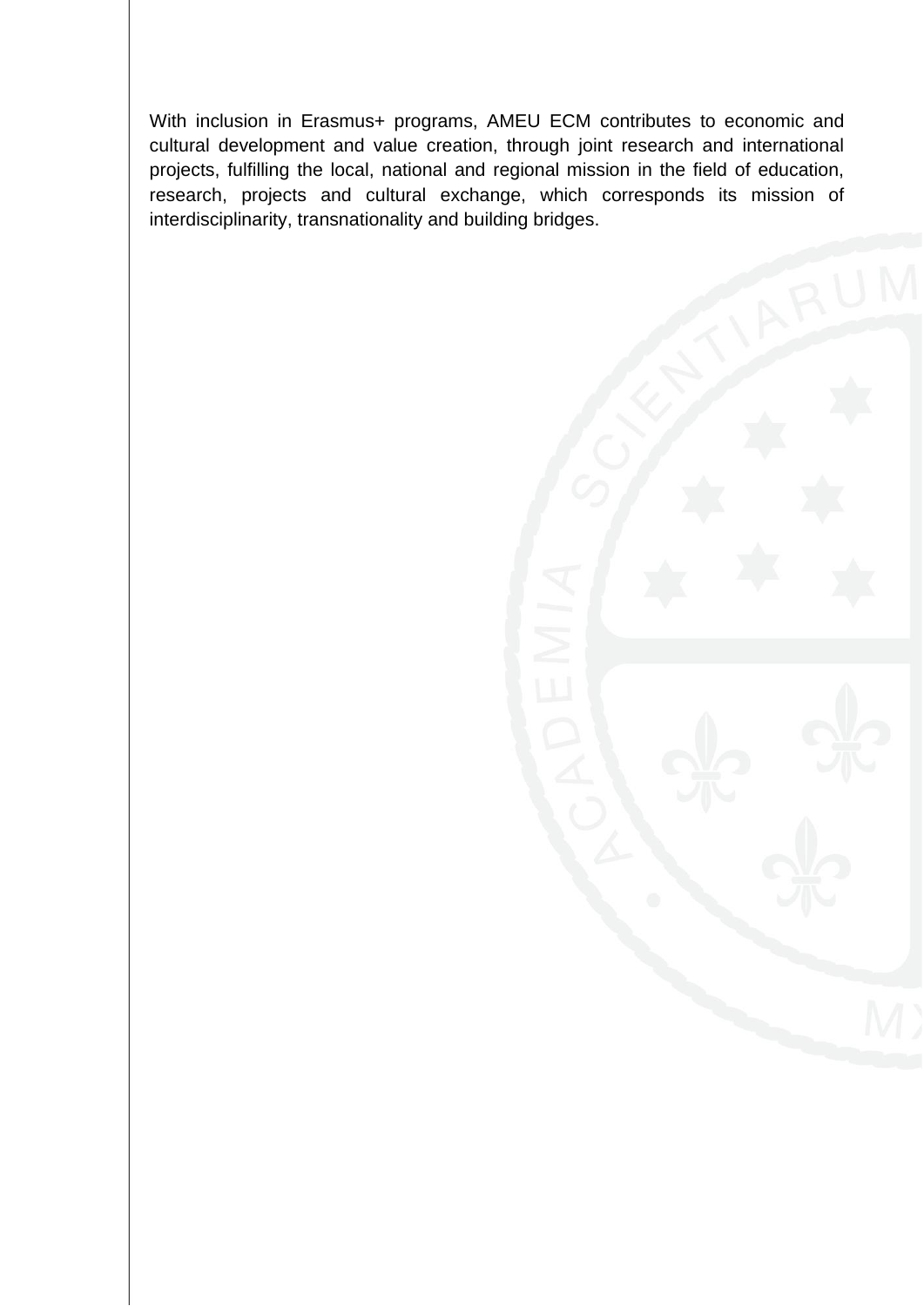With inclusion in Erasmus+ programs, AMEU ECM contributes to economic and cultural development and value creation, through joint research and international projects, fulfilling the local, national and regional mission in the field of education, research, projects and cultural exchange, which corresponds its mission of interdisciplinarity, transnationality and building bridges.